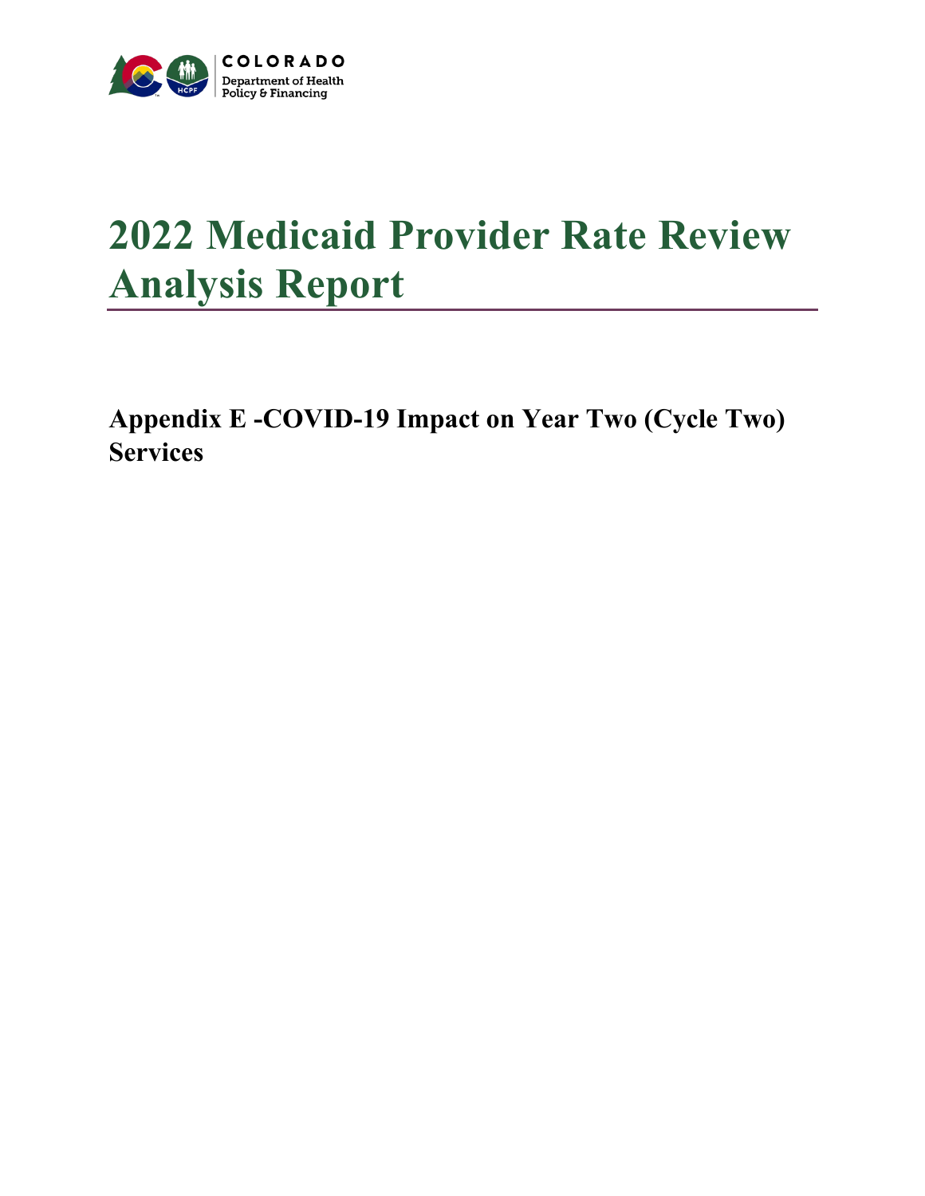COLORADO

Department of Health Policy & Financing

# 2022 Medicaid Provider Rate Review Analysis Report

## Appendix E -COVID-19 Impact on Year Two (Cycle Two) Services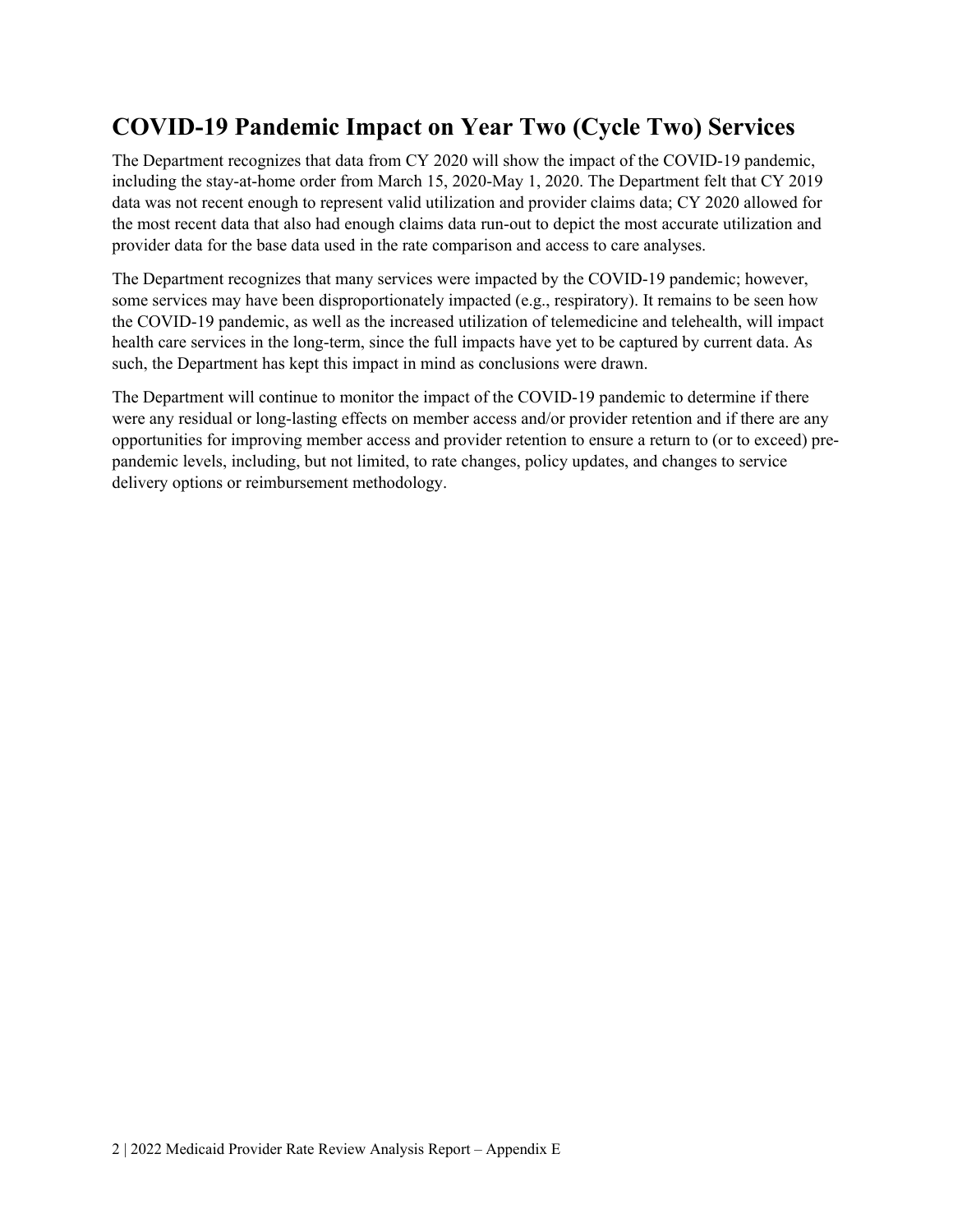## COVID-19 Pandemic Impact on Year Two (Cycle Two) Services

The Department recognizes that data from CY 2020 will show the impact of the COVID-19 pandemic, including the stay-at-home order from March 15, 2020-May 1, 2020. The Department felt that CY 2019 data was not recent enough to represent valid utilization and provider claims data; CY 2020 allowed for the most recent data that also had enough claims data run-out to depict the most accurate utilization and provider data for the base data used in the rate comparison and access to care analyses.

The Department recognizes that many services were impacted by the COVID-19 pandemic; however, some services may have been disproportionately impacted (e.g., respiratory). It remains to be seen how the COVID-19 pandemic, as well as the increased utilization of telemedicine and telehealth, will impact health care services in the long-term, since the full impacts have yet to be captured by current data. As such, the Department has kept this impact in mind as conclusions were drawn.

The Department will continue to monitor the impact of the COVID-19 pandemic to determine if there were any residual or long-lasting effects on member access and/or provider retention and if there are any opportunities for improving member access and provider retention to ensure a return to (or to exceed) pre-pandemic levels, including, but not limited, to rate changes, policy updates, and changes to service delivery options or reimbursement methodology.